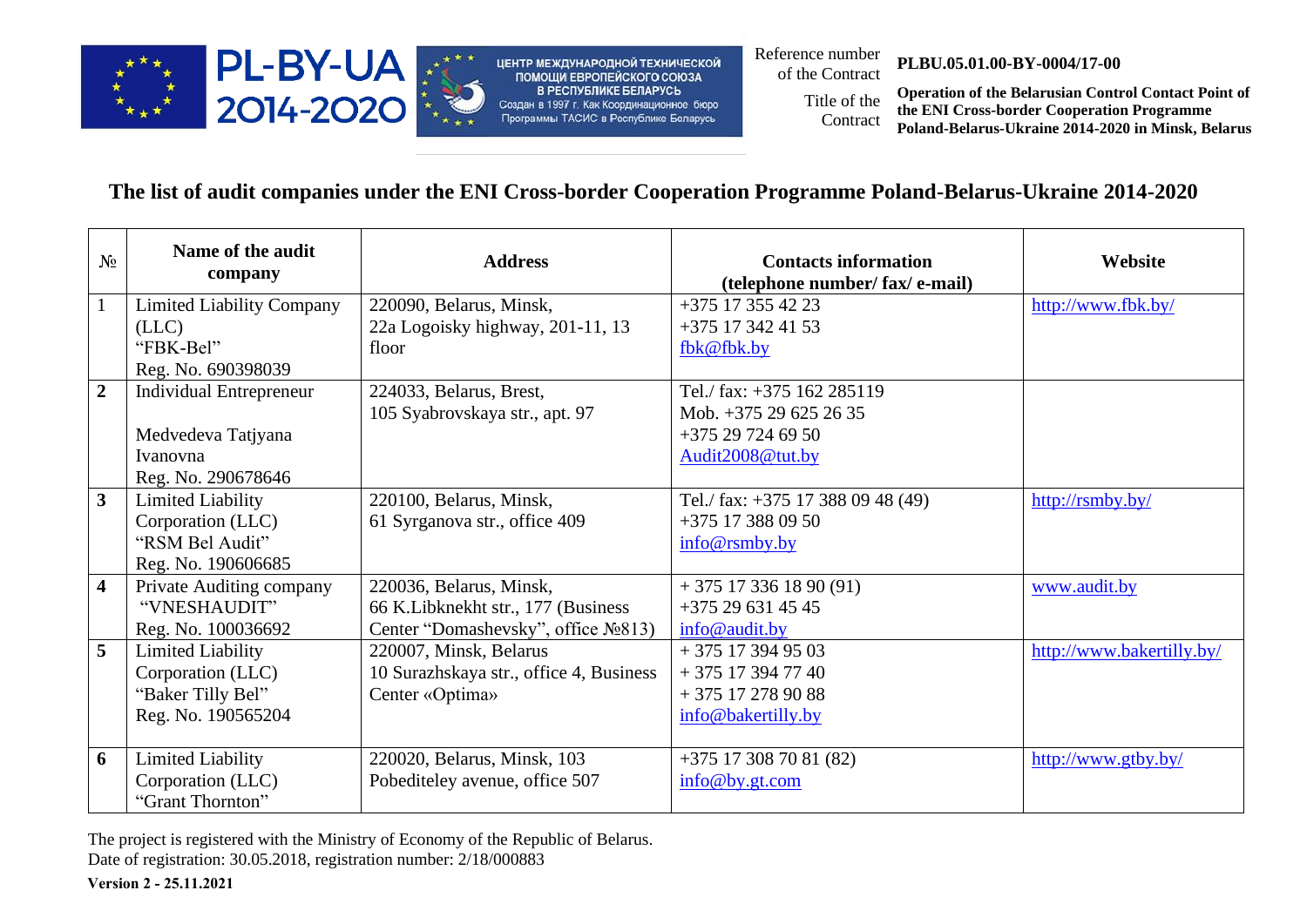Reference number of the Contract **PLBU.05.01.00-BY-0004/17-00**

Title of the Contract **Operation of the Belarusian Control Contact Point of the ENI Cross-border Cooperation Programme Poland-Belarus-Ukraine 2014-2020 in Minsk, Belarus**

## The list of audit companies under the ENI Cross-border Cooperation Programme Poland-Belarus-Ukraine 2014-2020

| № | Name of the audit company | Address | Contacts information (telephone number/ fax/ e-mail) | Website |
|---|---|---|---|---|
| 1 | Limited Liability Company (LLC) "FBK-Bel" Reg. No. 690398039 | 220090, Belarus, Minsk, 22a Logoisky highway, 201-11, 13 floor | +375 17 355 42 23<br>+375 17 342 41 53<br>fbk@fbk.by | http://www.fbk.by/ |
| **2** | Individual Entrepreneur<br><br>Medvedeva Tatjyana Ivanovna<br>Reg. No. 290678646 | 224033, Belarus, Brest, 105 Syabrovskaya str., apt. 97 | Tel./ fax: +375 162 285119<br>Mob. +375 29 625 26 35<br>+375 29 724 69 50<br>Audit2008@tut.by | |
| **3** | Limited Liability Corporation (LLC) "RSM Bel Audit" Reg. No. 190606685 | 220100, Belarus, Minsk, 61 Syrganova str., office 409 | Tel./ fax: +375 17 388 09 48 (49)<br>+375 17 388 09 50<br>info@rsmby.by | http://rsmby.by/ |
| **4** | Private Auditing company "VNESHAUDIT" Reg. No. 100036692 | 220036, Belarus, Minsk, 66 K.Libknekht str., 177 (Business Center "Domashevsky", office №813) | + 375 17 336 18 90 (91)<br>+375 29 631 45 45<br>info@audit.by | www.audit.by |
| **5** | Limited Liability Corporation (LLC) "Baker Tilly Bel" Reg. No. 190565204 | 220007, Minsk, Belarus 10 Surazhskaya str., office 4, Business Center «Optima» | + 375 17 394 95 03<br>+ 375 17 394 77 40<br>+ 375 17 278 90 88<br>info@bakertilly.by | http://www.bakertilly.by/ |
| **6** | Limited Liability Corporation (LLC) "Grant Thornton" | 220020, Belarus, Minsk, 103 Pobediteley avenue, office 507 | +375 17 308 70 81 (82)<br>info@by.gt.com | http://www.gtby.by/ |

The project is registered with the Ministry of Economy of the Republic of Belarus.
Date of registration: 30.05.2018, registration number: 2/18/000883

**Version 2 - 25.11.2021**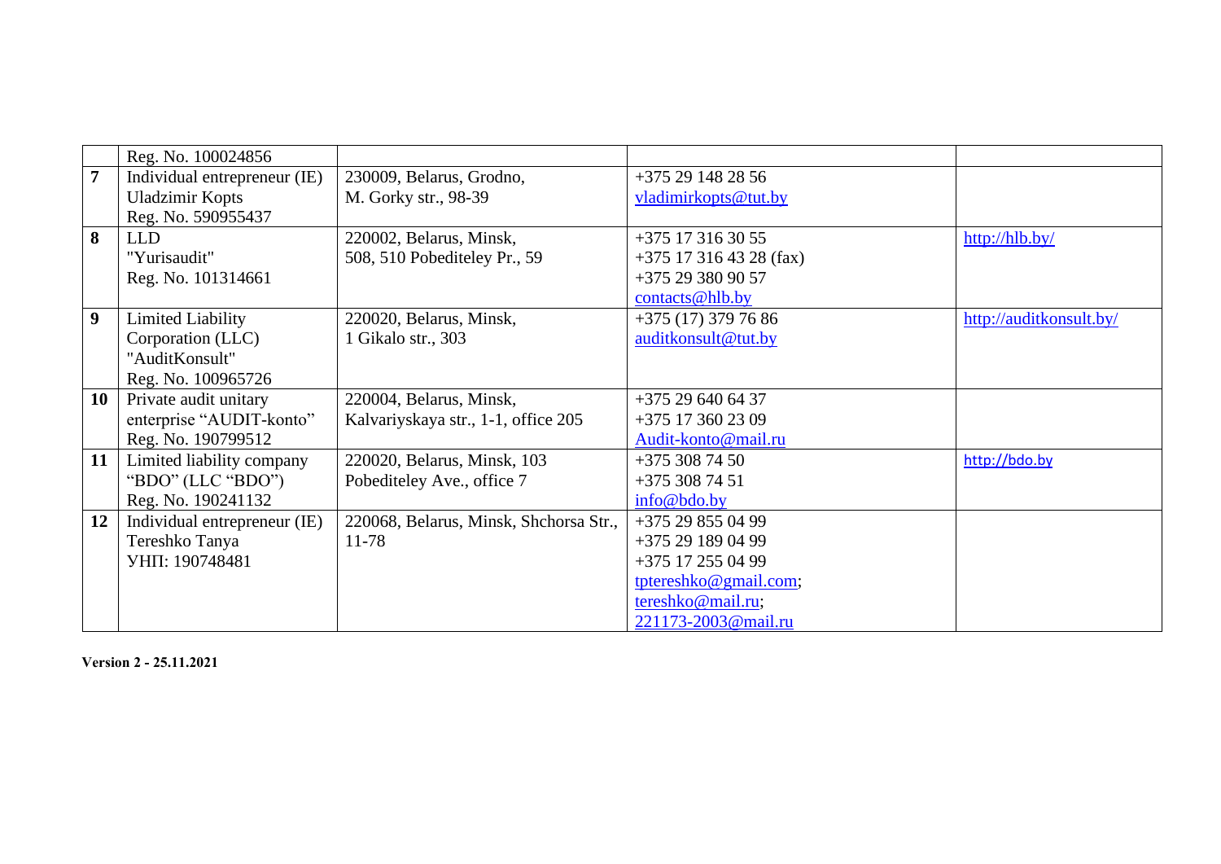| | | | | |
|---|---|---|---|---|
| | Reg. No. 100024856 | | | |
| **7** | Individual entrepreneur (IE) Uladzimir Kopts Reg. No. 590955437 | 230009, Belarus, Grodno, M. Gorky str., 98-39 | +375 29 148 28 56 vladimirkopts@tut.by | |
| **8** | LLD "Yurisaudit" Reg. No. 101314661 | 220002, Belarus, Minsk, 508, 510 Pobediteley Pr., 59 | +375 17 316 30 55 +375 17 316 43 28 (fax) +375 29 380 90 57 contacts@hlb.by | http://hlb.by/ |
| **9** | Limited Liability Corporation (LLC) "AuditKonsult" Reg. No. 100965726 | 220020, Belarus, Minsk, 1 Gikalo str., 303 | +375 (17) 379 76 86 auditkonsult@tut.by | http://auditkonsult.by/ |
| **10** | Private audit unitary enterprise "AUDIT-konto" Reg. No. 190799512 | 220004, Belarus, Minsk, Kalvariyskaya str., 1-1, office 205 | +375 29 640 64 37 +375 17 360 23 09 Audit-konto@mail.ru | |
| **11** | Limited liability company "BDO" (LLC "BDO") Reg. No. 190241132 | 220020, Belarus, Minsk, 103 Pobediteley Ave., office 7 | +375 308 74 50 +375 308 74 51 info@bdo.by | http://bdo.by |
| **12** | Individual entrepreneur (IE) Tereshko Tanya УНП: 190748481 | 220068, Belarus, Minsk, Shchorsa Str., 11-78 | +375 29 855 04 99 +375 29 189 04 99 +375 17 255 04 99 tptereshko@gmail.com; tereshko@mail.ru; 221173-2003@mail.ru | |

**Version 2 - 25.11.2021**